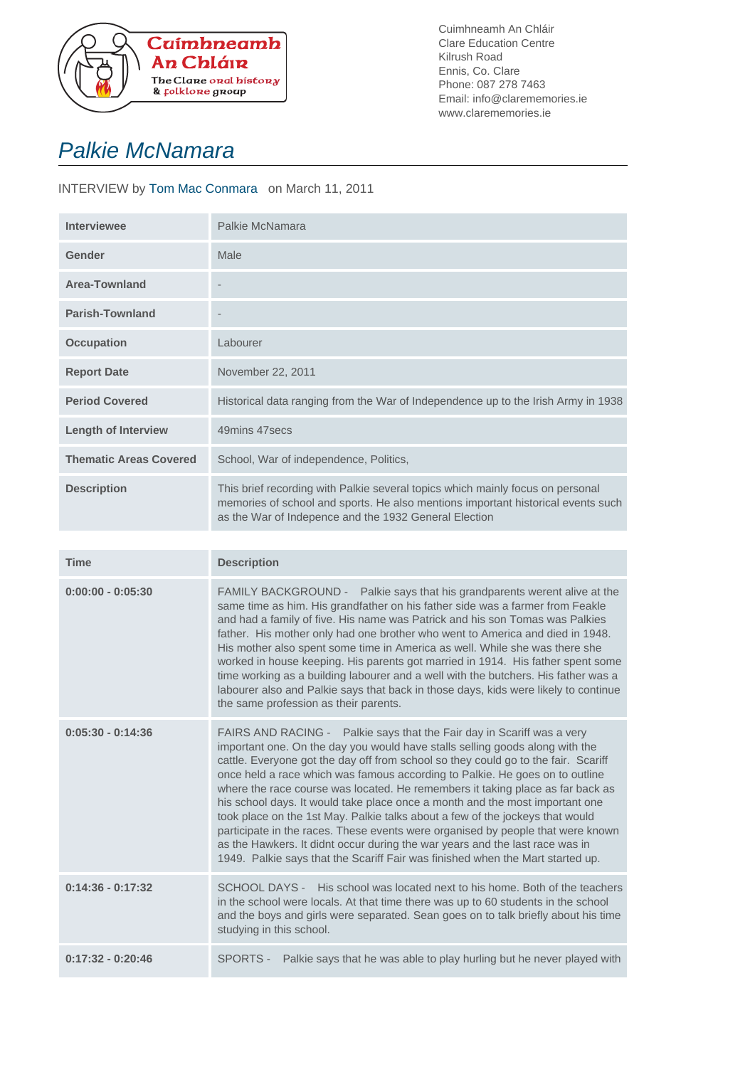Cuimhneamh An Chláir
The Clare oral history & folklore group

Cuimhneamh An Chláir
Clare Education Centre
Kilrush Road
Ennis, Co. Clare
Phone: 087 278 7463
Email: info@clarememories.ie
www.clarememories.ie

# Palkie McNamara

INTERVIEW by Tom Mac Conmara on March 11, 2011

| | |
|---|---|
| **Interviewee** | Palkie McNamara |
| **Gender** | Male |
| **Area-Townland** | - |
| **Parish-Townland** | - |
| **Occupation** | Labourer |
| **Report Date** | November 22, 2011 |
| **Period Covered** | Historical data ranging from the War of Independence up to the Irish Army in 1938 |
| **Length of Interview** | 49mins 47secs |
| **Thematic Areas Covered** | School, War of independence, Politics, |
| **Description** | This brief recording with Palkie several topics which mainly focus on personal memories of school and sports. He also mentions important historical events such as the War of Indepence and the 1932 General Election |

| Time | Description |
|---|---|
| **0:00:00 - 0:05:30** | FAMILY BACKGROUND - Palkie says that his grandparents werent alive at the same time as him. His grandfather on his father side was a farmer from Feakle and had a family of five. His name was Patrick and his son Tomas was Palkies father. His mother only had one brother who went to America and died in 1948. His mother also spent some time in America as well. While she was there she worked in house keeping. His parents got married in 1914. His father spent some time working as a building labourer and a well with the butchers. His father was a labourer also and Palkie says that back in those days, kids were likely to continue the same profession as their parents. |
| **0:05:30 - 0:14:36** | FAIRS AND RACING - Palkie says that the Fair day in Scariff was a very important one. On the day you would have stalls selling goods along with the cattle. Everyone got the day off from school so they could go to the fair. Scariff once held a race which was famous according to Palkie. He goes on to outline where the race course was located. He remembers it taking place as far back as his school days. It would take place once a month and the most important one took place on the 1st May. Palkie talks about a few of the jockeys that would participate in the races. These events were organised by people that were known as the Hawkers. It didnt occur during the war years and the last race was in 1949. Palkie says that the Scariff Fair was finished when the Mart started up. |
| **0:14:36 - 0:17:32** | SCHOOL DAYS - His school was located next to his home. Both of the teachers in the school were locals. At that time there was up to 60 students in the school and the boys and girls were separated. Sean goes on to talk briefly about his time studying in this school. |
| **0:17:32 - 0:20:46** | SPORTS - Palkie says that he was able to play hurling but he never played with |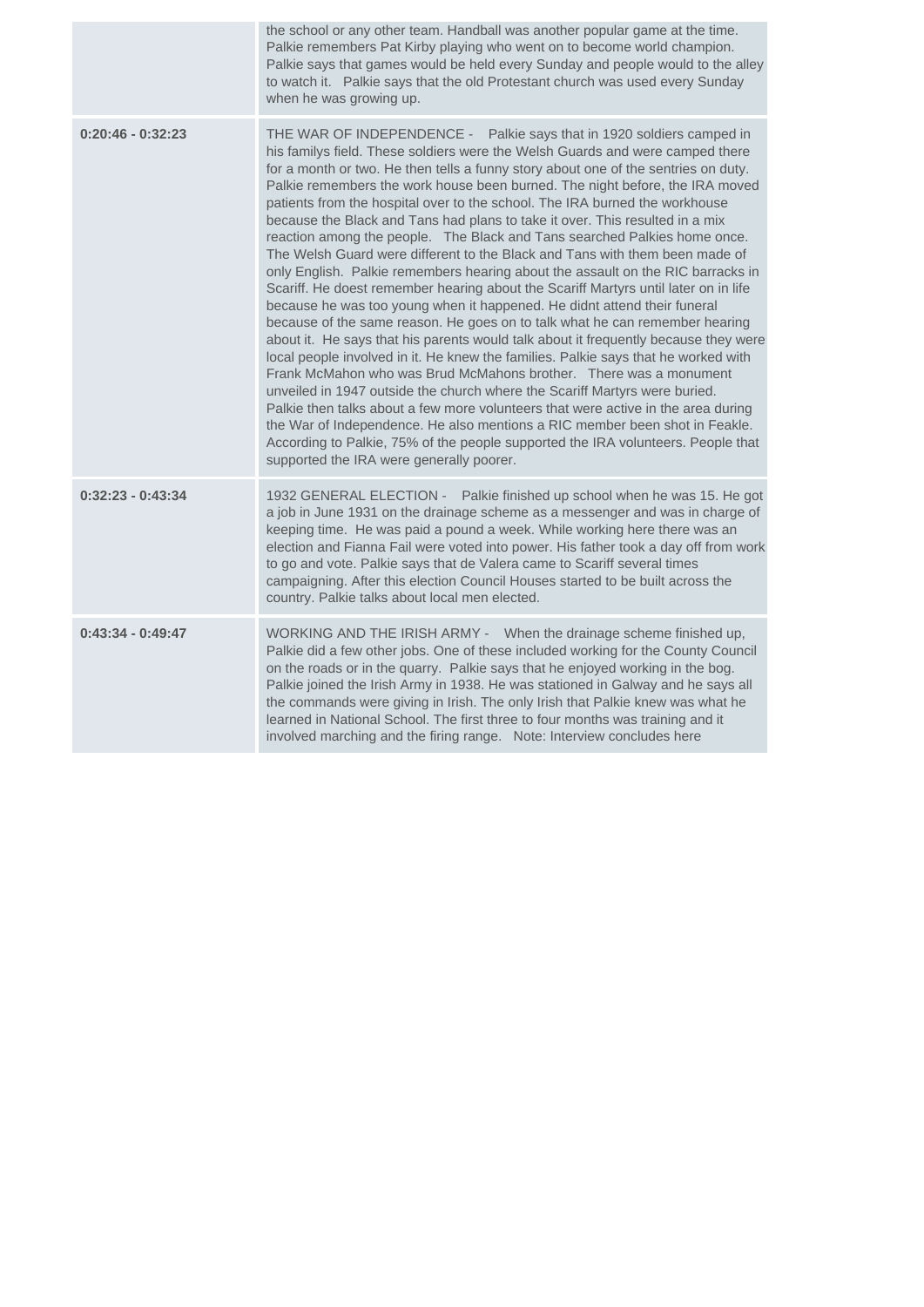| | |
|---|---|
| | the school or any other team. Handball was another popular game at the time. Palkie remembers Pat Kirby playing who went on to become world champion. Palkie says that games would be held every Sunday and people would to the alley to watch it. Palkie says that the old Protestant church was used every Sunday when he was growing up. |
| **0:20:46 - 0:32:23** | THE WAR OF INDEPENDENCE - Palkie says that in 1920 soldiers camped in his familys field. These soldiers were the Welsh Guards and were camped there for a month or two. He then tells a funny story about one of the sentries on duty. Palkie remembers the work house been burned. The night before, the IRA moved patients from the hospital over to the school. The IRA burned the workhouse because the Black and Tans had plans to take it over. This resulted in a mix reaction among the people. The Black and Tans searched Palkies home once. The Welsh Guard were different to the Black and Tans with them been made of only English. Palkie remembers hearing about the assault on the RIC barracks in Scariff. He doest remember hearing about the Scariff Martyrs until later on in life because he was too young when it happened. He didnt attend their funeral because of the same reason. He goes on to talk what he can remember hearing about it. He says that his parents would talk about it frequently because they were local people involved in it. He knew the families. Palkie says that he worked with Frank McMahon who was Brud McMahons brother. There was a monument unveiled in 1947 outside the church where the Scariff Martyrs were buried. Palkie then talks about a few more volunteers that were active in the area during the War of Independence. He also mentions a RIC member been shot in Feakle. According to Palkie, 75% of the people supported the IRA volunteers. People that supported the IRA were generally poorer. |
| **0:32:23 - 0:43:34** | 1932 GENERAL ELECTION - Palkie finished up school when he was 15. He got a job in June 1931 on the drainage scheme as a messenger and was in charge of keeping time. He was paid a pound a week. While working here there was an election and Fianna Fail were voted into power. His father took a day off from work to go and vote. Palkie says that de Valera came to Scariff several times campaigning. After this election Council Houses started to be built across the country. Palkie talks about local men elected. |
| **0:43:34 - 0:49:47** | WORKING AND THE IRISH ARMY - When the drainage scheme finished up, Palkie did a few other jobs. One of these included working for the County Council on the roads or in the quarry. Palkie says that he enjoyed working in the bog. Palkie joined the Irish Army in 1938. He was stationed in Galway and he says all the commands were giving in Irish. The only Irish that Palkie knew was what he learned in National School. The first three to four months was training and it involved marching and the firing range. Note: Interview concludes here |